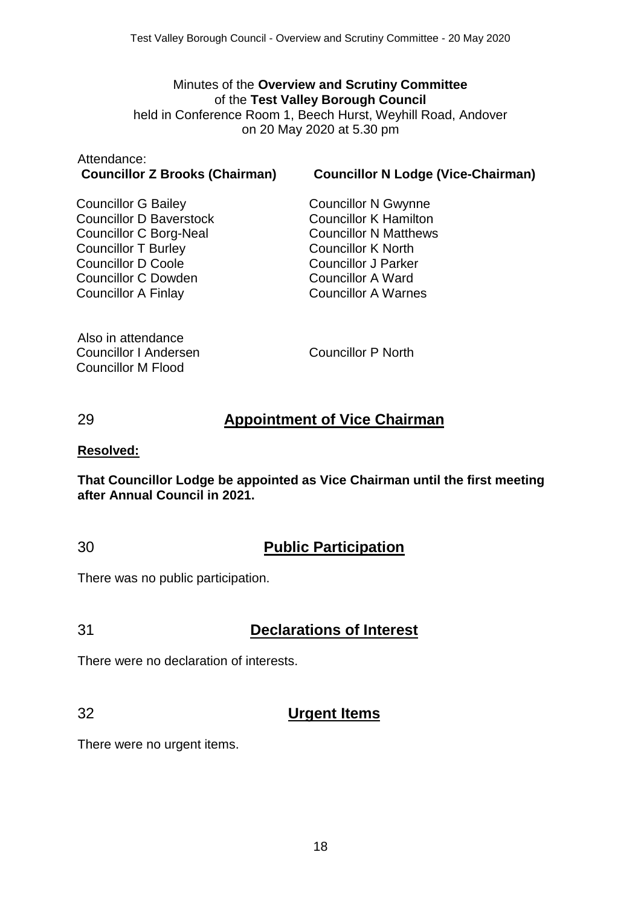Minutes of the **Overview and Scrutiny Committee**
of the **Test Valley Borough Council**
held in Conference Room 1, Beech Hurst, Weyhill Road, Andover
on 20 May 2020 at 5.30 pm

Attendance:

**Councillor Z Brooks (Chairman)**
**Councillor N Lodge (Vice-Chairman)**

Councillor G Bailey
Councillor D Baverstock
Councillor C Borg-Neal
Councillor T Burley
Councillor D Coole
Councillor C Dowden
Councillor A Finlay
Councillor N Gwynne
Councillor K Hamilton
Councillor N Matthews
Councillor K North
Councillor J Parker
Councillor A Ward
Councillor A Warnes

Also in attendance
Councillor I Andersen
Councillor M Flood
Councillor P North

## 29 Appointment of Vice Chairman

**Resolved:**

**That Councillor Lodge be appointed as Vice Chairman until the first meeting after Annual Council in 2021.**

## 30 Public Participation

There was no public participation.

## 31 Declarations of Interest

There were no declaration of interests.

## 32 Urgent Items

There were no urgent items.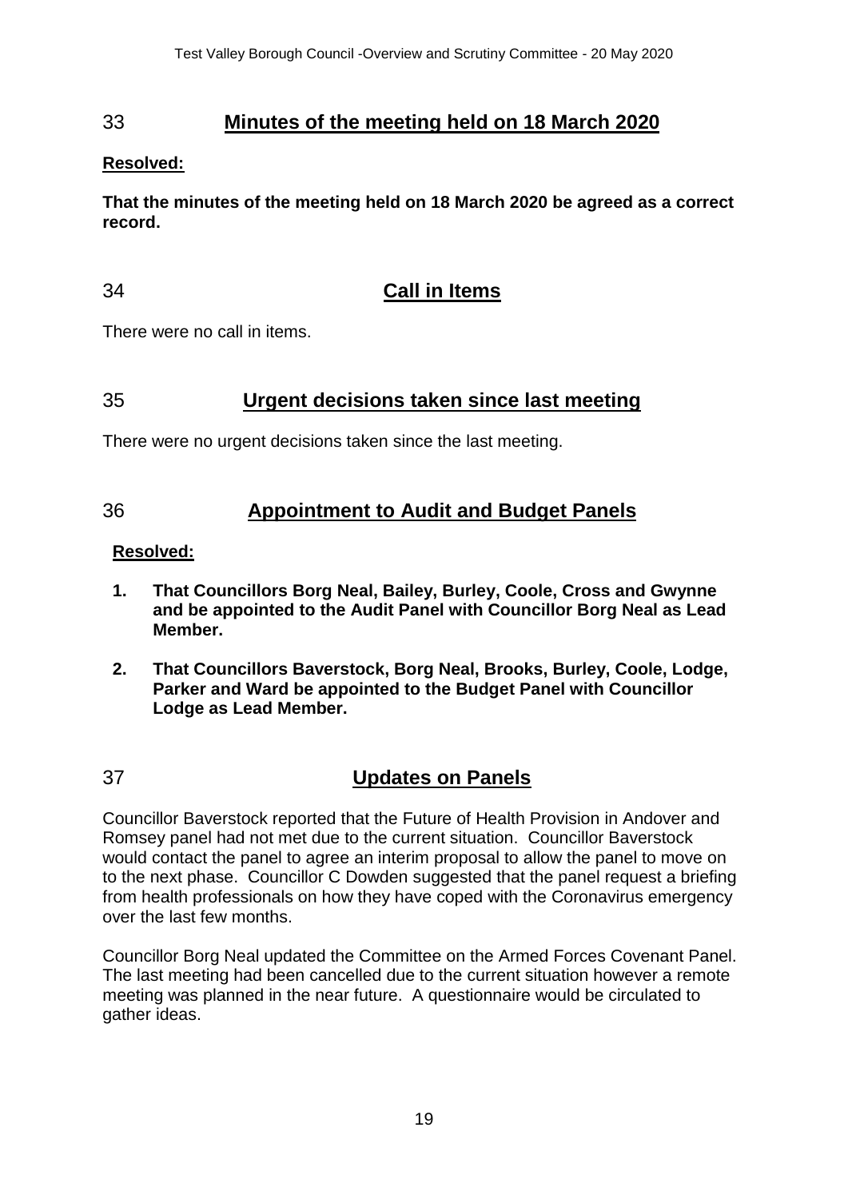## 33 Minutes of the meeting held on 18 March 2020

**Resolved:**

**That the minutes of the meeting held on 18 March 2020 be agreed as a correct record.**

## 34 Call in Items

There were no call in items.

## 35 Urgent decisions taken since last meeting

There were no urgent decisions taken since the last meeting.

## 36 Appointment to Audit and Budget Panels

**Resolved:**

1. **That Councillors Borg Neal, Bailey, Burley, Coole, Cross and Gwynne and be appointed to the Audit Panel with Councillor Borg Neal as Lead Member.**
2. **That Councillors Baverstock, Borg Neal, Brooks, Burley, Coole, Lodge, Parker and Ward be appointed to the Budget Panel with Councillor Lodge as Lead Member.**

## 37 Updates on Panels

Councillor Baverstock reported that the Future of Health Provision in Andover and Romsey panel had not met due to the current situation. Councillor Baverstock would contact the panel to agree an interim proposal to allow the panel to move on to the next phase. Councillor C Dowden suggested that the panel request a briefing from health professionals on how they have coped with the Coronavirus emergency over the last few months.

Councillor Borg Neal updated the Committee on the Armed Forces Covenant Panel. The last meeting had been cancelled due to the current situation however a remote meeting was planned in the near future. A questionnaire would be circulated to gather ideas.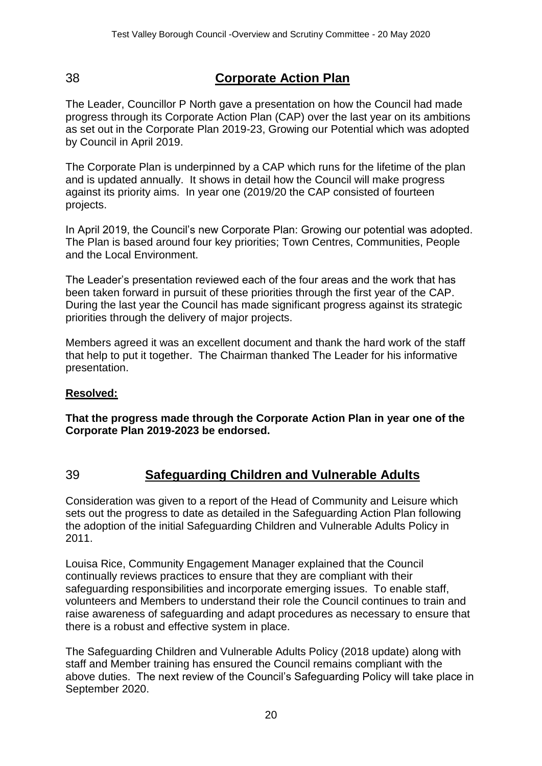## 38 Corporate Action Plan

The Leader, Councillor P North gave a presentation on how the Council had made progress through its Corporate Action Plan (CAP) over the last year on its ambitions as set out in the Corporate Plan 2019-23, Growing our Potential which was adopted by Council in April 2019.

The Corporate Plan is underpinned by a CAP which runs for the lifetime of the plan and is updated annually. It shows in detail how the Council will make progress against its priority aims. In year one (2019/20 the CAP consisted of fourteen projects.

In April 2019, the Council's new Corporate Plan: Growing our potential was adopted. The Plan is based around four key priorities; Town Centres, Communities, People and the Local Environment.

The Leader's presentation reviewed each of the four areas and the work that has been taken forward in pursuit of these priorities through the first year of the CAP. During the last year the Council has made significant progress against its strategic priorities through the delivery of major projects.

Members agreed it was an excellent document and thank the hard work of the staff that help to put it together. The Chairman thanked The Leader for his informative presentation.

**Resolved:**

**That the progress made through the Corporate Action Plan in year one of the Corporate Plan 2019-2023 be endorsed.**

## 39 Safeguarding Children and Vulnerable Adults

Consideration was given to a report of the Head of Community and Leisure which sets out the progress to date as detailed in the Safeguarding Action Plan following the adoption of the initial Safeguarding Children and Vulnerable Adults Policy in 2011.

Louisa Rice, Community Engagement Manager explained that the Council continually reviews practices to ensure that they are compliant with their safeguarding responsibilities and incorporate emerging issues. To enable staff, volunteers and Members to understand their role the Council continues to train and raise awareness of safeguarding and adapt procedures as necessary to ensure that there is a robust and effective system in place.

The Safeguarding Children and Vulnerable Adults Policy (2018 update) along with staff and Member training has ensured the Council remains compliant with the above duties. The next review of the Council's Safeguarding Policy will take place in September 2020.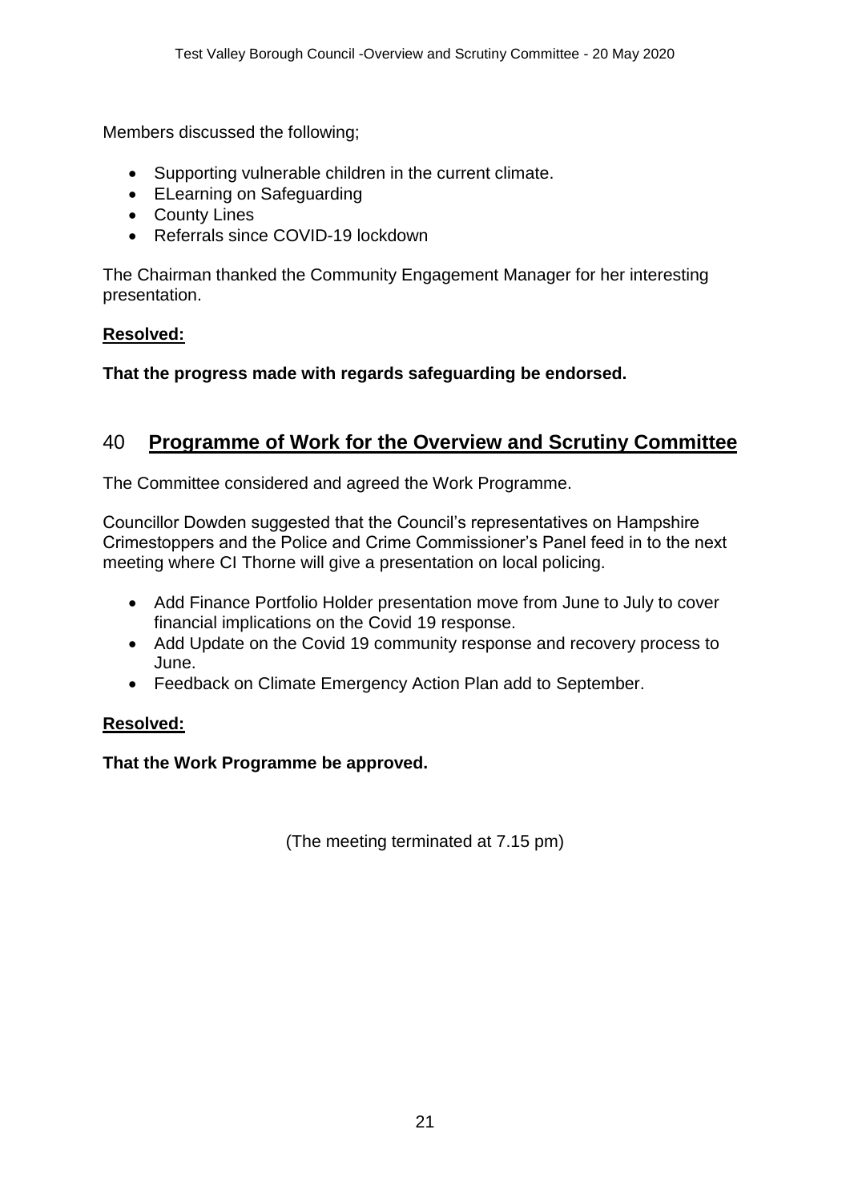Members discussed the following;

- Supporting vulnerable children in the current climate.
- ELearning on Safeguarding
- County Lines
- Referrals since COVID-19 lockdown

The Chairman thanked the Community Engagement Manager for her interesting presentation.

**Resolved:**

**That the progress made with regards safeguarding be endorsed.**

## 40 Programme of Work for the Overview and Scrutiny Committee

The Committee considered and agreed the Work Programme.

Councillor Dowden suggested that the Council's representatives on Hampshire Crimestoppers and the Police and Crime Commissioner's Panel feed in to the next meeting where CI Thorne will give a presentation on local policing.

- Add Finance Portfolio Holder presentation move from June to July to cover financial implications on the Covid 19 response.
- Add Update on the Covid 19 community response and recovery process to June.
- Feedback on Climate Emergency Action Plan add to September.

**Resolved:**

**That the Work Programme be approved.**

(The meeting terminated at 7.15 pm)